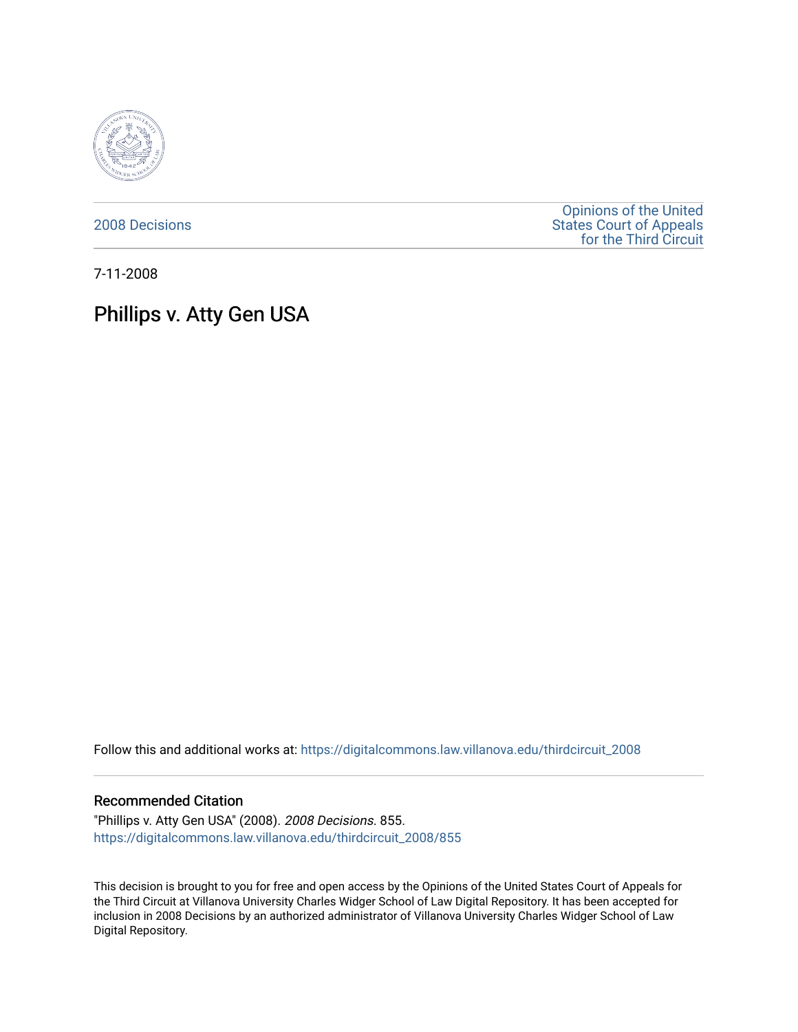2008 Decisions

Opinions of the United States Court of Appeals for the Third Circuit

7-11-2008

# Phillips v. Atty Gen USA

Follow this and additional works at: https://digitalcommons.law.villanova.edu/thirdcircuit_2008

## Recommended Citation

"Phillips v. Atty Gen USA" (2008). *2008 Decisions*. 855.
https://digitalcommons.law.villanova.edu/thirdcircuit_2008/855

This decision is brought to you for free and open access by the Opinions of the United States Court of Appeals for the Third Circuit at Villanova University Charles Widger School of Law Digital Repository. It has been accepted for inclusion in 2008 Decisions by an authorized administrator of Villanova University Charles Widger School of Law Digital Repository.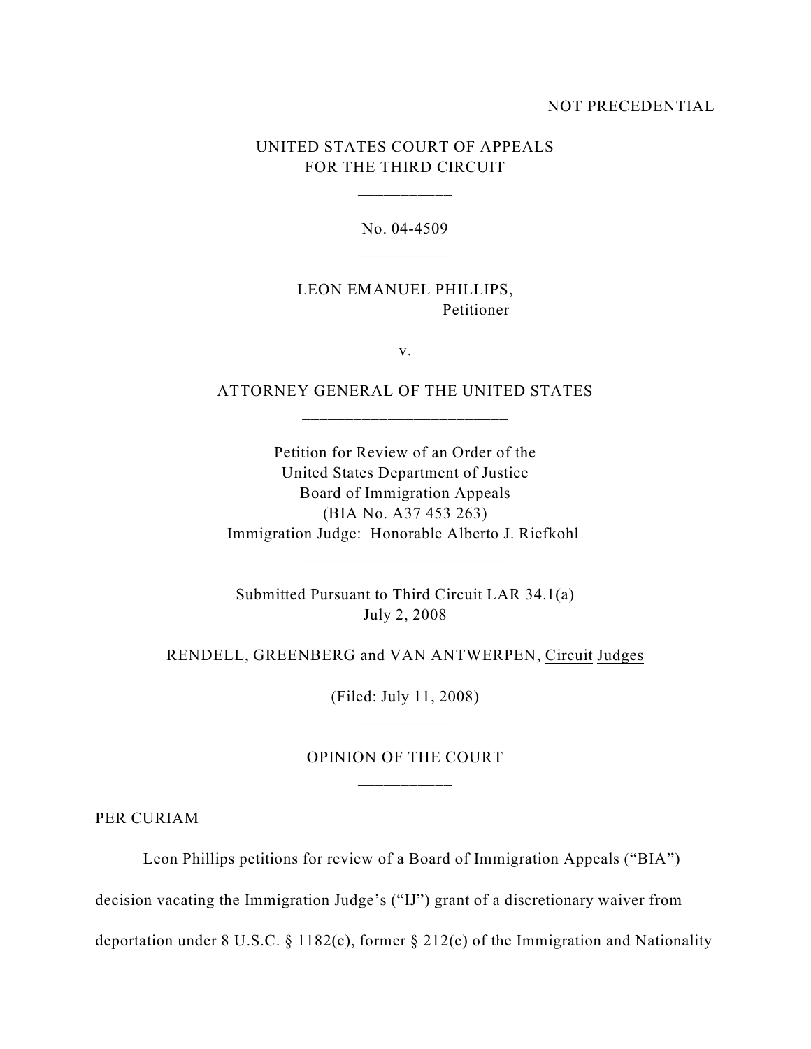NOT PRECEDENTIAL

UNITED STATES COURT OF APPEALS
FOR THE THIRD CIRCUIT

---

No. 04-4509

---

LEON EMANUEL PHILLIPS,
Petitioner

v.

ATTORNEY GENERAL OF THE UNITED STATES

---

Petition for Review of an Order of the
United States Department of Justice
Board of Immigration Appeals
(BIA No. A37 453 263)
Immigration Judge: Honorable Alberto J. Riefkohl

---

Submitted Pursuant to Third Circuit LAR 34.1(a)
July 2, 2008

RENDELL, GREENBERG and VAN ANTWERPEN, Circuit Judges

(Filed: July 11, 2008)

---

OPINION OF THE COURT

---

PER CURIAM

Leon Phillips petitions for review of a Board of Immigration Appeals ("BIA") decision vacating the Immigration Judge's ("IJ") grant of a discretionary waiver from deportation under 8 U.S.C. § 1182(c), former § 212(c) of the Immigration and Nationality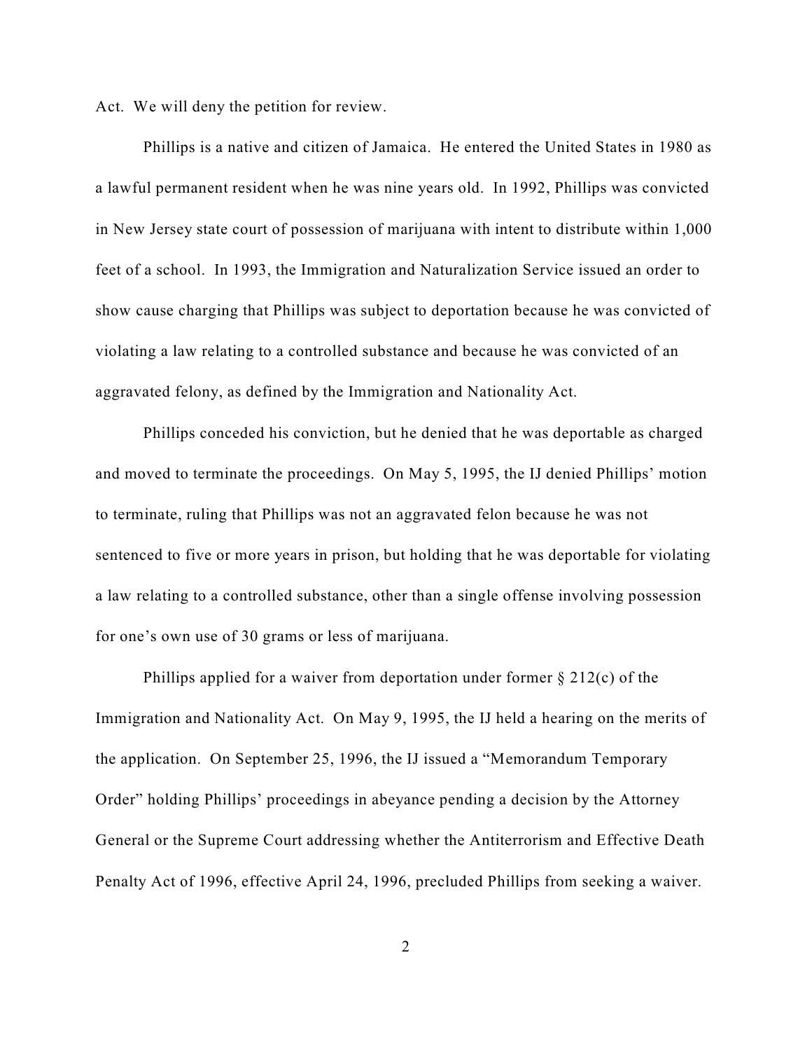Act. We will deny the petition for review.

Phillips is a native and citizen of Jamaica. He entered the United States in 1980 as a lawful permanent resident when he was nine years old. In 1992, Phillips was convicted in New Jersey state court of possession of marijuana with intent to distribute within 1,000 feet of a school. In 1993, the Immigration and Naturalization Service issued an order to show cause charging that Phillips was subject to deportation because he was convicted of violating a law relating to a controlled substance and because he was convicted of an aggravated felony, as defined by the Immigration and Nationality Act.

Phillips conceded his conviction, but he denied that he was deportable as charged and moved to terminate the proceedings. On May 5, 1995, the IJ denied Phillips' motion to terminate, ruling that Phillips was not an aggravated felon because he was not sentenced to five or more years in prison, but holding that he was deportable for violating a law relating to a controlled substance, other than a single offense involving possession for one's own use of 30 grams or less of marijuana.

Phillips applied for a waiver from deportation under former § 212(c) of the Immigration and Nationality Act. On May 9, 1995, the IJ held a hearing on the merits of the application. On September 25, 1996, the IJ issued a "Memorandum Temporary Order" holding Phillips' proceedings in abeyance pending a decision by the Attorney General or the Supreme Court addressing whether the Antiterrorism and Effective Death Penalty Act of 1996, effective April 24, 1996, precluded Phillips from seeking a waiver.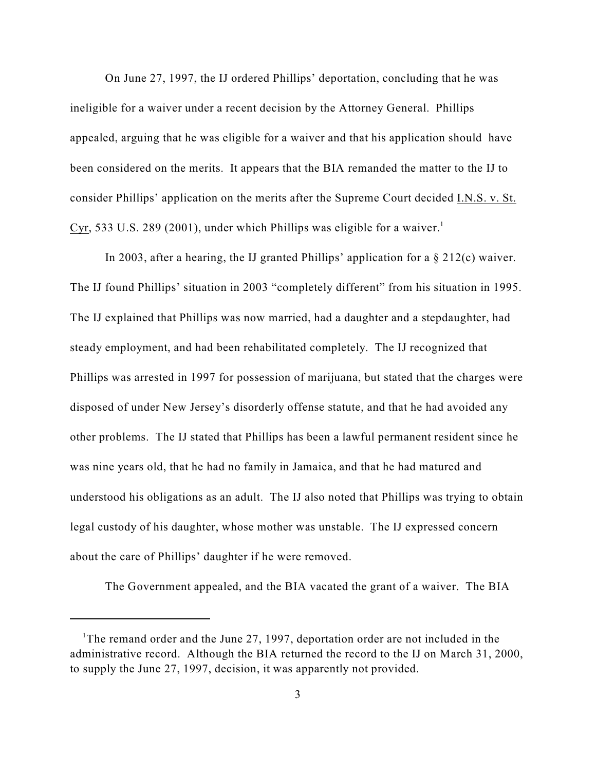On June 27, 1997, the IJ ordered Phillips' deportation, concluding that he was ineligible for a waiver under a recent decision by the Attorney General. Phillips appealed, arguing that he was eligible for a waiver and that his application should have been considered on the merits. It appears that the BIA remanded the matter to the IJ to consider Phillips' application on the merits after the Supreme Court decided I.N.S. v. St. Cyr, 533 U.S. 289 (2001), under which Phillips was eligible for a waiver.[1]

In 2003, after a hearing, the IJ granted Phillips' application for a § 212(c) waiver. The IJ found Phillips' situation in 2003 "completely different" from his situation in 1995. The IJ explained that Phillips was now married, had a daughter and a stepdaughter, had steady employment, and had been rehabilitated completely. The IJ recognized that Phillips was arrested in 1997 for possession of marijuana, but stated that the charges were disposed of under New Jersey's disorderly offense statute, and that he had avoided any other problems. The IJ stated that Phillips has been a lawful permanent resident since he was nine years old, that he had no family in Jamaica, and that he had matured and understood his obligations as an adult. The IJ also noted that Phillips was trying to obtain legal custody of his daughter, whose mother was unstable. The IJ expressed concern about the care of Phillips' daughter if he were removed.

The Government appealed, and the BIA vacated the grant of a waiver. The BIA

---

[1]The remand order and the June 27, 1997, deportation order are not included in the administrative record. Although the BIA returned the record to the IJ on March 31, 2000, to supply the June 27, 1997, decision, it was apparently not provided.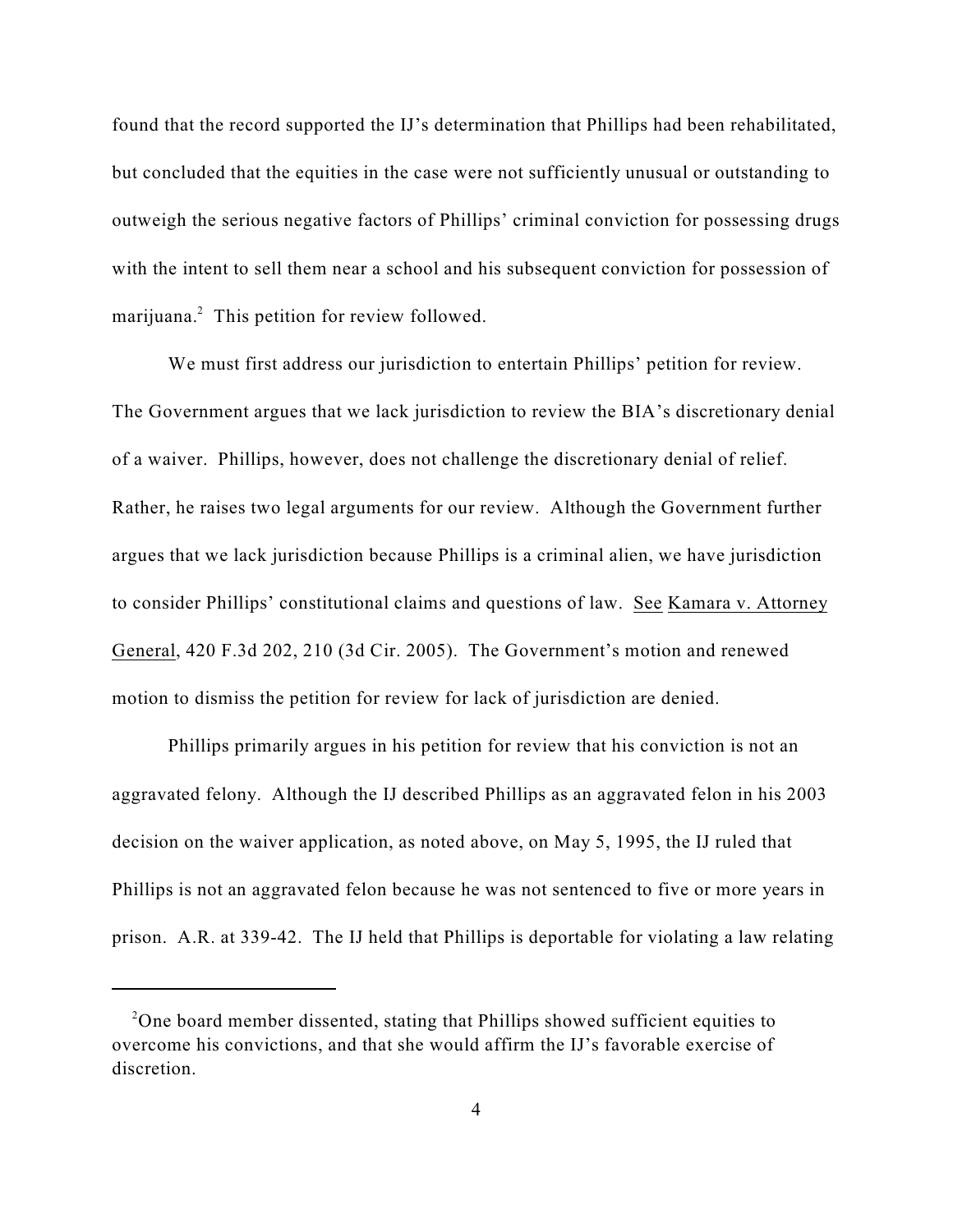found that the record supported the IJ's determination that Phillips had been rehabilitated, but concluded that the equities in the case were not sufficiently unusual or outstanding to outweigh the serious negative factors of Phillips' criminal conviction for possessing drugs with the intent to sell them near a school and his subsequent conviction for possession of marijuana.[2] This petition for review followed.

We must first address our jurisdiction to entertain Phillips' petition for review. The Government argues that we lack jurisdiction to review the BIA's discretionary denial of a waiver. Phillips, however, does not challenge the discretionary denial of relief. Rather, he raises two legal arguments for our review. Although the Government further argues that we lack jurisdiction because Phillips is a criminal alien, we have jurisdiction to consider Phillips' constitutional claims and questions of law. See Kamara v. Attorney General, 420 F.3d 202, 210 (3d Cir. 2005). The Government's motion and renewed motion to dismiss the petition for review for lack of jurisdiction are denied.

Phillips primarily argues in his petition for review that his conviction is not an aggravated felony. Although the IJ described Phillips as an aggravated felon in his 2003 decision on the waiver application, as noted above, on May 5, 1995, the IJ ruled that Phillips is not an aggravated felon because he was not sentenced to five or more years in prison. A.R. at 339-42. The IJ held that Phillips is deportable for violating a law relating

---

[2] One board member dissented, stating that Phillips showed sufficient equities to overcome his convictions, and that she would affirm the IJ's favorable exercise of discretion.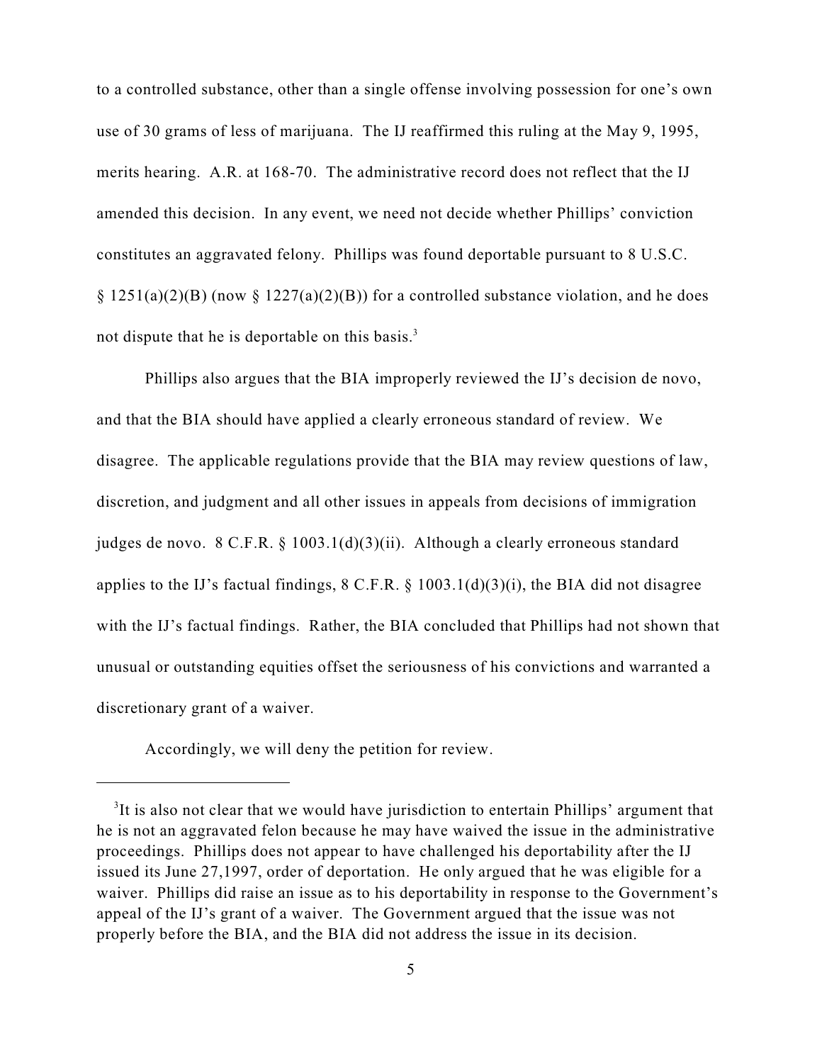to a controlled substance, other than a single offense involving possession for one's own use of 30 grams of less of marijuana. The IJ reaffirmed this ruling at the May 9, 1995, merits hearing. A.R. at 168-70. The administrative record does not reflect that the IJ amended this decision. In any event, we need not decide whether Phillips' conviction constitutes an aggravated felony. Phillips was found deportable pursuant to 8 U.S.C. § 1251(a)(2)(B) (now § 1227(a)(2)(B)) for a controlled substance violation, and he does not dispute that he is deportable on this basis.[3]

Phillips also argues that the BIA improperly reviewed the IJ's decision de novo, and that the BIA should have applied a clearly erroneous standard of review. We disagree. The applicable regulations provide that the BIA may review questions of law, discretion, and judgment and all other issues in appeals from decisions of immigration judges de novo. 8 C.F.R. § 1003.1(d)(3)(ii). Although a clearly erroneous standard applies to the IJ's factual findings, 8 C.F.R. § 1003.1(d)(3)(i), the BIA did not disagree with the IJ's factual findings. Rather, the BIA concluded that Phillips had not shown that unusual or outstanding equities offset the seriousness of his convictions and warranted a discretionary grant of a waiver.

Accordingly, we will deny the petition for review.

---

[3]It is also not clear that we would have jurisdiction to entertain Phillips' argument that he is not an aggravated felon because he may have waived the issue in the administrative proceedings. Phillips does not appear to have challenged his deportability after the IJ issued its June 27,1997, order of deportation. He only argued that he was eligible for a waiver. Phillips did raise an issue as to his deportability in response to the Government's appeal of the IJ's grant of a waiver. The Government argued that the issue was not properly before the BIA, and the BIA did not address the issue in its decision.